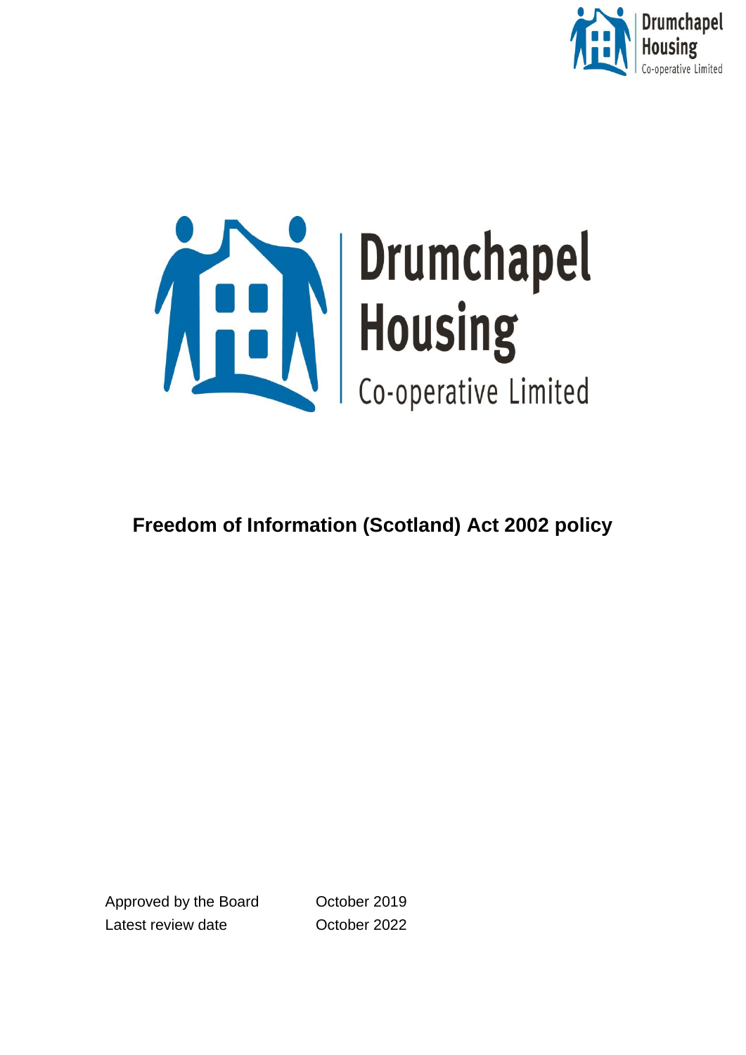Drumchapel Housing Co-operative Limited

Drumchapel Housing Co-operative Limited

# Freedom of Information (Scotland) Act 2002 policy

| | |
|---|---|
| Approved by the Board | October 2019 |
| Latest review date | October 2022 |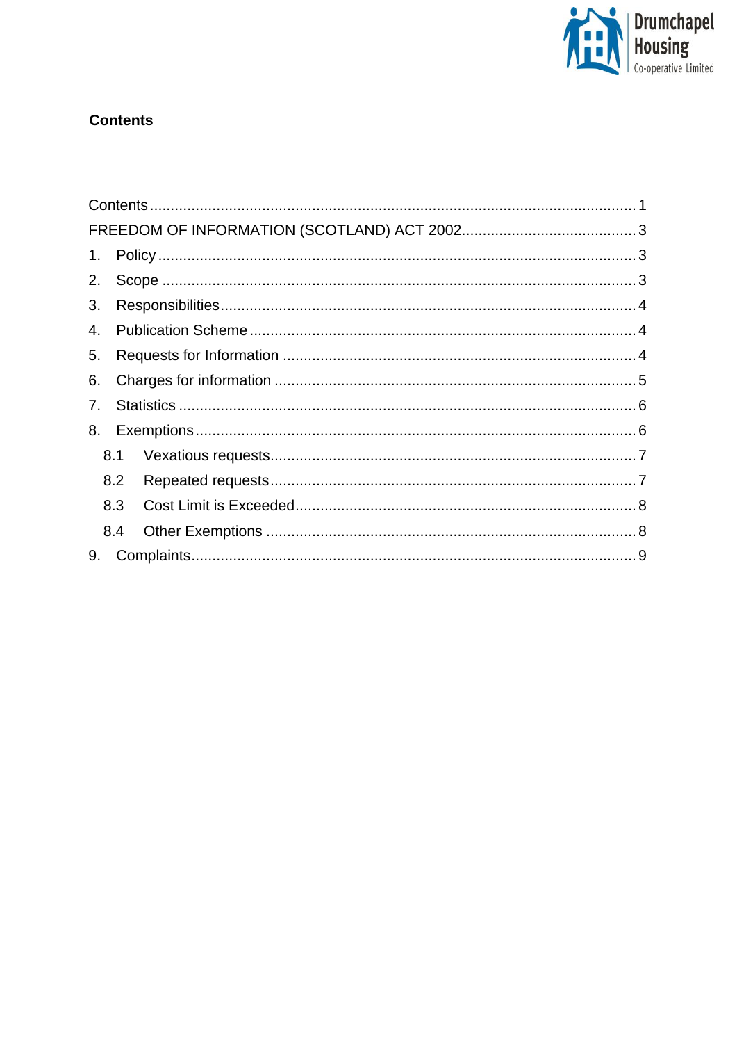**Contents**

Contents .......... 1
FREEDOM OF INFORMATION (SCOTLAND) ACT 2002 .......... 3
1. Policy .......... 3
2. Scope .......... 3
3. Responsibilities .......... 4
4. Publication Scheme .......... 4
5. Requests for Information .......... 4
6. Charges for information .......... 5
7. Statistics .......... 6
8. Exemptions .......... 6
   8.1 Vexatious requests .......... 7
   8.2 Repeated requests .......... 7
   8.3 Cost Limit is Exceeded .......... 8
   8.4 Other Exemptions .......... 8
9. Complaints .......... 9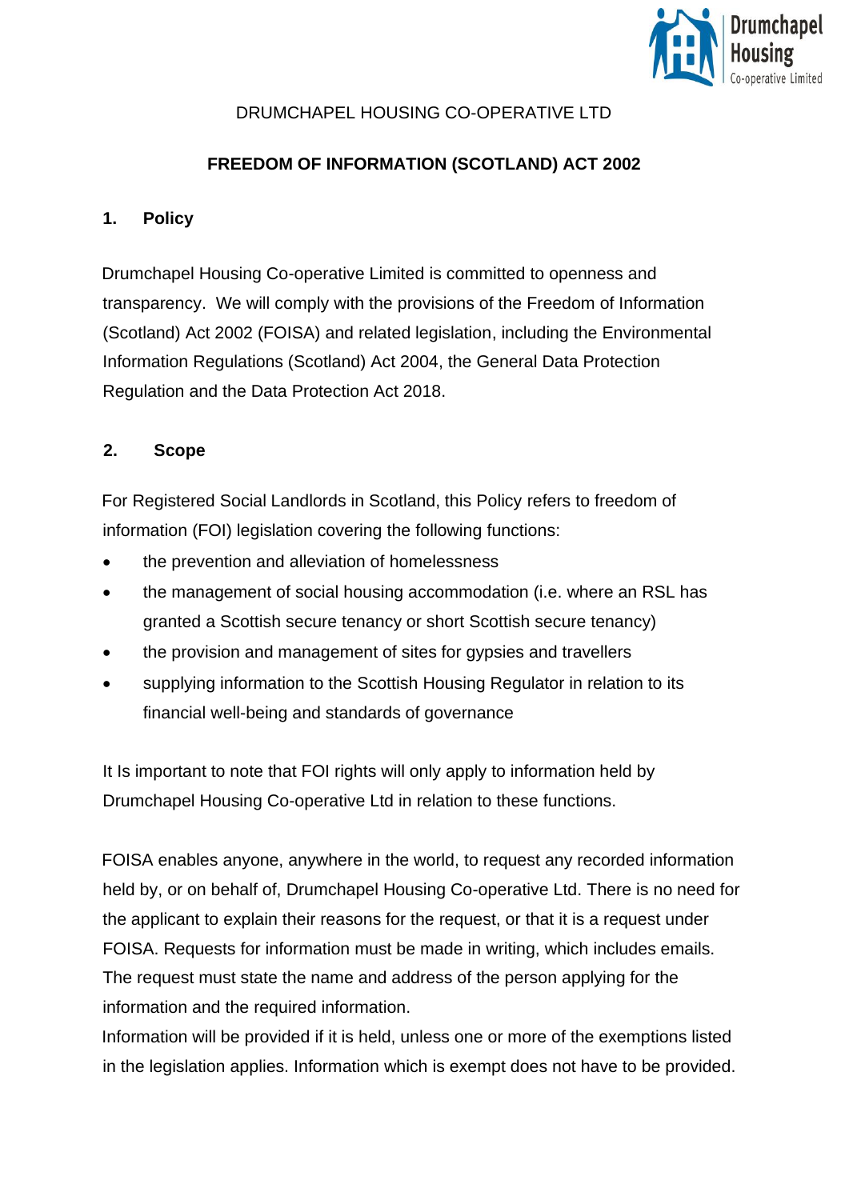DRUMCHAPEL HOUSING CO-OPERATIVE LTD

**FREEDOM OF INFORMATION (SCOTLAND) ACT 2002**

## 1. Policy

Drumchapel Housing Co-operative Limited is committed to openness and transparency. We will comply with the provisions of the Freedom of Information (Scotland) Act 2002 (FOISA) and related legislation, including the Environmental Information Regulations (Scotland) Act 2004, the General Data Protection Regulation and the Data Protection Act 2018.

## 2. Scope

For Registered Social Landlords in Scotland, this Policy refers to freedom of information (FOI) legislation covering the following functions:

- the prevention and alleviation of homelessness
- the management of social housing accommodation (i.e. where an RSL has granted a Scottish secure tenancy or short Scottish secure tenancy)
- the provision and management of sites for gypsies and travellers
- supplying information to the Scottish Housing Regulator in relation to its financial well-being and standards of governance

It Is important to note that FOI rights will only apply to information held by Drumchapel Housing Co-operative Ltd in relation to these functions.

FOISA enables anyone, anywhere in the world, to request any recorded information held by, or on behalf of, Drumchapel Housing Co-operative Ltd. There is no need for the applicant to explain their reasons for the request, or that it is a request under FOISA. Requests for information must be made in writing, which includes emails. The request must state the name and address of the person applying for the information and the required information.

Information will be provided if it is held, unless one or more of the exemptions listed in the legislation applies. Information which is exempt does not have to be provided.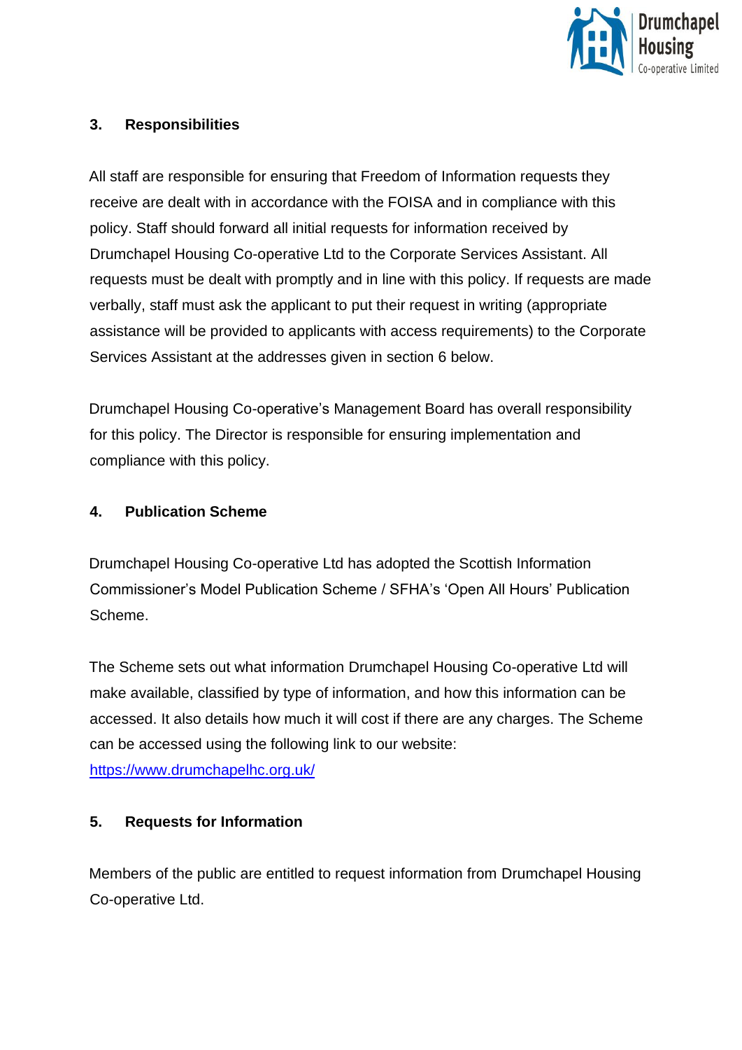## 3. Responsibilities

All staff are responsible for ensuring that Freedom of Information requests they receive are dealt with in accordance with the FOISA and in compliance with this policy. Staff should forward all initial requests for information received by Drumchapel Housing Co-operative Ltd to the Corporate Services Assistant. All requests must be dealt with promptly and in line with this policy. If requests are made verbally, staff must ask the applicant to put their request in writing (appropriate assistance will be provided to applicants with access requirements) to the Corporate Services Assistant at the addresses given in section 6 below.

Drumchapel Housing Co-operative's Management Board has overall responsibility for this policy. The Director is responsible for ensuring implementation and compliance with this policy.

## 4. Publication Scheme

Drumchapel Housing Co-operative Ltd has adopted the Scottish Information Commissioner's Model Publication Scheme / SFHA's 'Open All Hours' Publication Scheme.

The Scheme sets out what information Drumchapel Housing Co-operative Ltd will make available, classified by type of information, and how this information can be accessed. It also details how much it will cost if there are any charges. The Scheme can be accessed using the following link to our website: [https://www.drumchapelhc.org.uk/](https://www.drumchapelhc.org.uk/)

## 5. Requests for Information

Members of the public are entitled to request information from Drumchapel Housing Co-operative Ltd.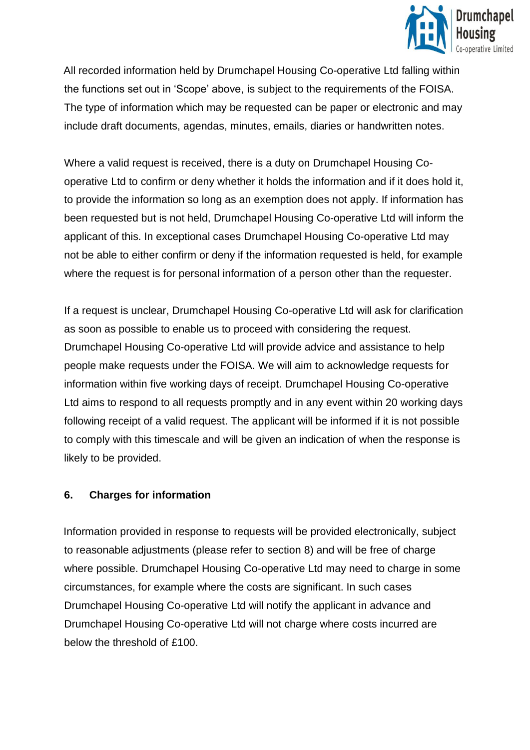All recorded information held by Drumchapel Housing Co-operative Ltd falling within the functions set out in 'Scope' above, is subject to the requirements of the FOISA. The type of information which may be requested can be paper or electronic and may include draft documents, agendas, minutes, emails, diaries or handwritten notes.

Where a valid request is received, there is a duty on Drumchapel Housing Co-operative Ltd to confirm or deny whether it holds the information and if it does hold it, to provide the information so long as an exemption does not apply. If information has been requested but is not held, Drumchapel Housing Co-operative Ltd will inform the applicant of this. In exceptional cases Drumchapel Housing Co-operative Ltd may not be able to either confirm or deny if the information requested is held, for example where the request is for personal information of a person other than the requester.

If a request is unclear, Drumchapel Housing Co-operative Ltd will ask for clarification as soon as possible to enable us to proceed with considering the request. Drumchapel Housing Co-operative Ltd will provide advice and assistance to help people make requests under the FOISA. We will aim to acknowledge requests for information within five working days of receipt. Drumchapel Housing Co-operative Ltd aims to respond to all requests promptly and in any event within 20 working days following receipt of a valid request. The applicant will be informed if it is not possible to comply with this timescale and will be given an indication of when the response is likely to be provided.

## 6. Charges for information

Information provided in response to requests will be provided electronically, subject to reasonable adjustments (please refer to section 8) and will be free of charge where possible. Drumchapel Housing Co-operative Ltd may need to charge in some circumstances, for example where the costs are significant. In such cases Drumchapel Housing Co-operative Ltd will notify the applicant in advance and Drumchapel Housing Co-operative Ltd will not charge where costs incurred are below the threshold of £100.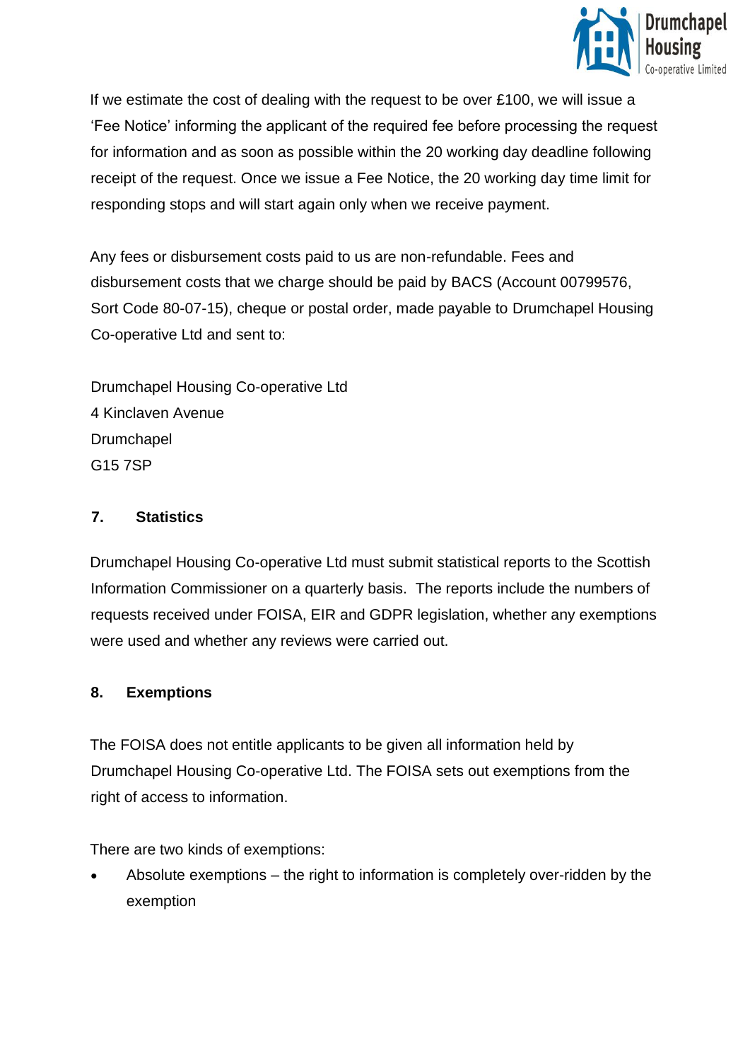If we estimate the cost of dealing with the request to be over £100, we will issue a 'Fee Notice' informing the applicant of the required fee before processing the request for information and as soon as possible within the 20 working day deadline following receipt of the request. Once we issue a Fee Notice, the 20 working day time limit for responding stops and will start again only when we receive payment.

Any fees or disbursement costs paid to us are non-refundable. Fees and disbursement costs that we charge should be paid by BACS (Account 00799576, Sort Code 80-07-15), cheque or postal order, made payable to Drumchapel Housing Co-operative Ltd and sent to:

Drumchapel Housing Co-operative Ltd
4 Kinclaven Avenue
Drumchapel
G15 7SP

## 7. Statistics

Drumchapel Housing Co-operative Ltd must submit statistical reports to the Scottish Information Commissioner on a quarterly basis. The reports include the numbers of requests received under FOISA, EIR and GDPR legislation, whether any exemptions were used and whether any reviews were carried out.

## 8. Exemptions

The FOISA does not entitle applicants to be given all information held by Drumchapel Housing Co-operative Ltd. The FOISA sets out exemptions from the right of access to information.

There are two kinds of exemptions:

- Absolute exemptions – the right to information is completely over-ridden by the exemption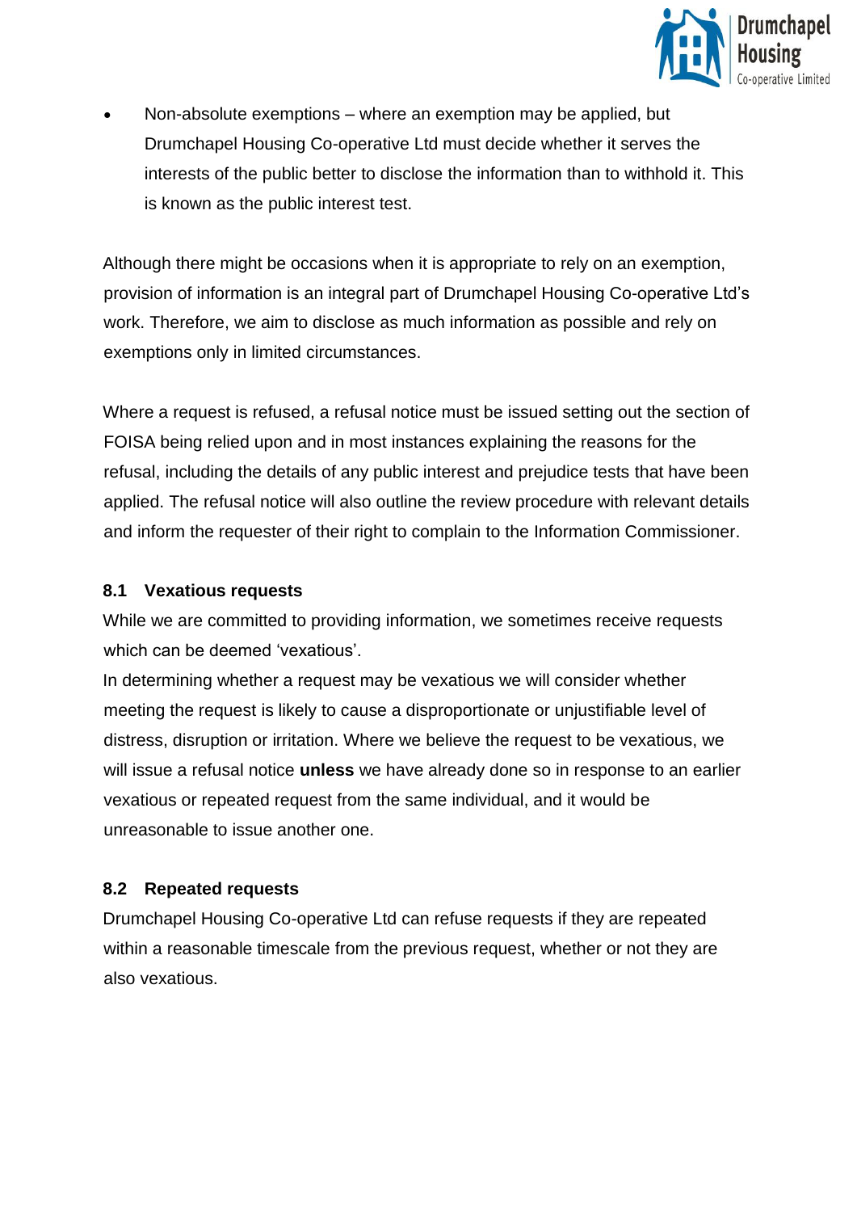- Non-absolute exemptions – where an exemption may be applied, but Drumchapel Housing Co-operative Ltd must decide whether it serves the interests of the public better to disclose the information than to withhold it. This is known as the public interest test.

Although there might be occasions when it is appropriate to rely on an exemption, provision of information is an integral part of Drumchapel Housing Co-operative Ltd's work. Therefore, we aim to disclose as much information as possible and rely on exemptions only in limited circumstances.

Where a request is refused, a refusal notice must be issued setting out the section of FOISA being relied upon and in most instances explaining the reasons for the refusal, including the details of any public interest and prejudice tests that have been applied. The refusal notice will also outline the review procedure with relevant details and inform the requester of their right to complain to the Information Commissioner.

### 8.1 Vexatious requests

While we are committed to providing information, we sometimes receive requests which can be deemed 'vexatious'.

In determining whether a request may be vexatious we will consider whether meeting the request is likely to cause a disproportionate or unjustifiable level of distress, disruption or irritation. Where we believe the request to be vexatious, we will issue a refusal notice **unless** we have already done so in response to an earlier vexatious or repeated request from the same individual, and it would be unreasonable to issue another one.

### 8.2 Repeated requests

Drumchapel Housing Co-operative Ltd can refuse requests if they are repeated within a reasonable timescale from the previous request, whether or not they are also vexatious.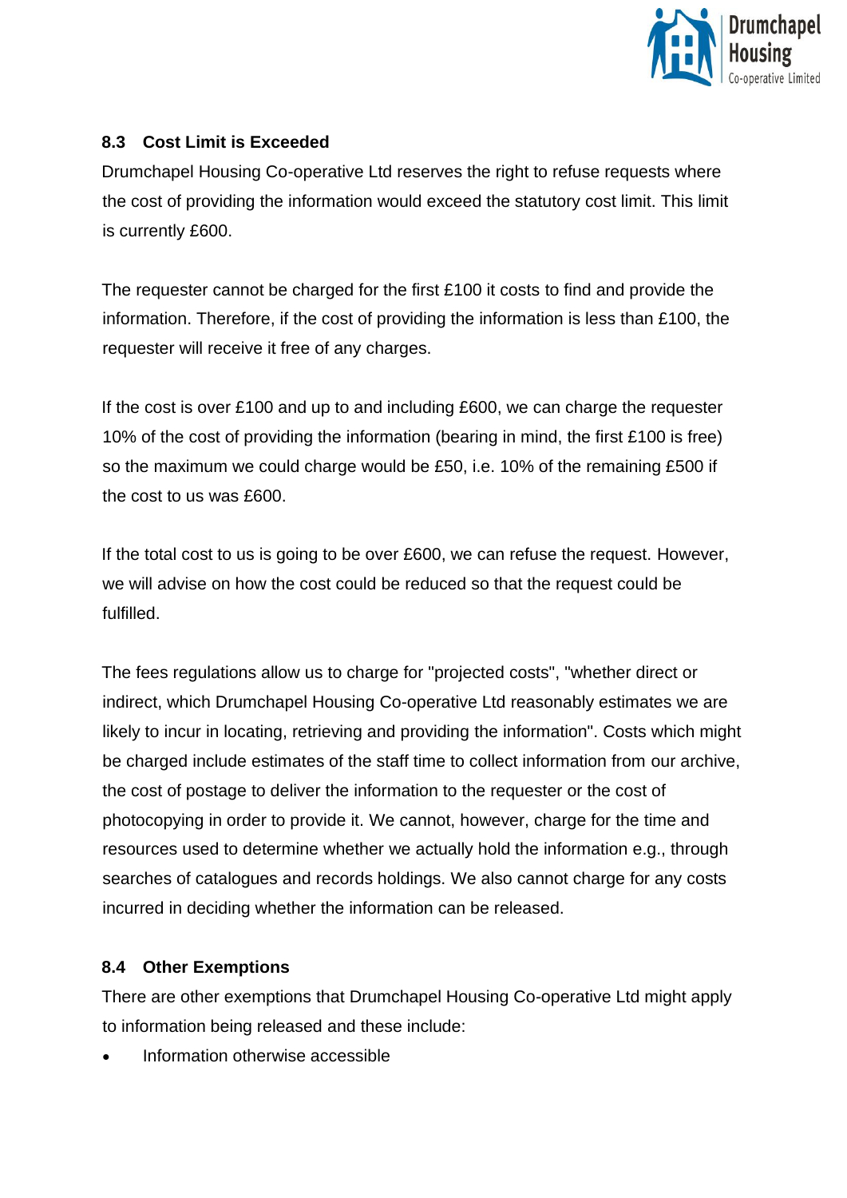### 8.3 Cost Limit is Exceeded

Drumchapel Housing Co-operative Ltd reserves the right to refuse requests where the cost of providing the information would exceed the statutory cost limit. This limit is currently £600.

The requester cannot be charged for the first £100 it costs to find and provide the information. Therefore, if the cost of providing the information is less than £100, the requester will receive it free of any charges.

If the cost is over £100 and up to and including £600, we can charge the requester 10% of the cost of providing the information (bearing in mind, the first £100 is free) so the maximum we could charge would be £50, i.e. 10% of the remaining £500 if the cost to us was £600.

If the total cost to us is going to be over £600, we can refuse the request. However, we will advise on how the cost could be reduced so that the request could be fulfilled.

The fees regulations allow us to charge for "projected costs", "whether direct or indirect, which Drumchapel Housing Co-operative Ltd reasonably estimates we are likely to incur in locating, retrieving and providing the information". Costs which might be charged include estimates of the staff time to collect information from our archive, the cost of postage to deliver the information to the requester or the cost of photocopying in order to provide it. We cannot, however, charge for the time and resources used to determine whether we actually hold the information e.g., through searches of catalogues and records holdings. We also cannot charge for any costs incurred in deciding whether the information can be released.

### 8.4 Other Exemptions

There are other exemptions that Drumchapel Housing Co-operative Ltd might apply to information being released and these include:

- Information otherwise accessible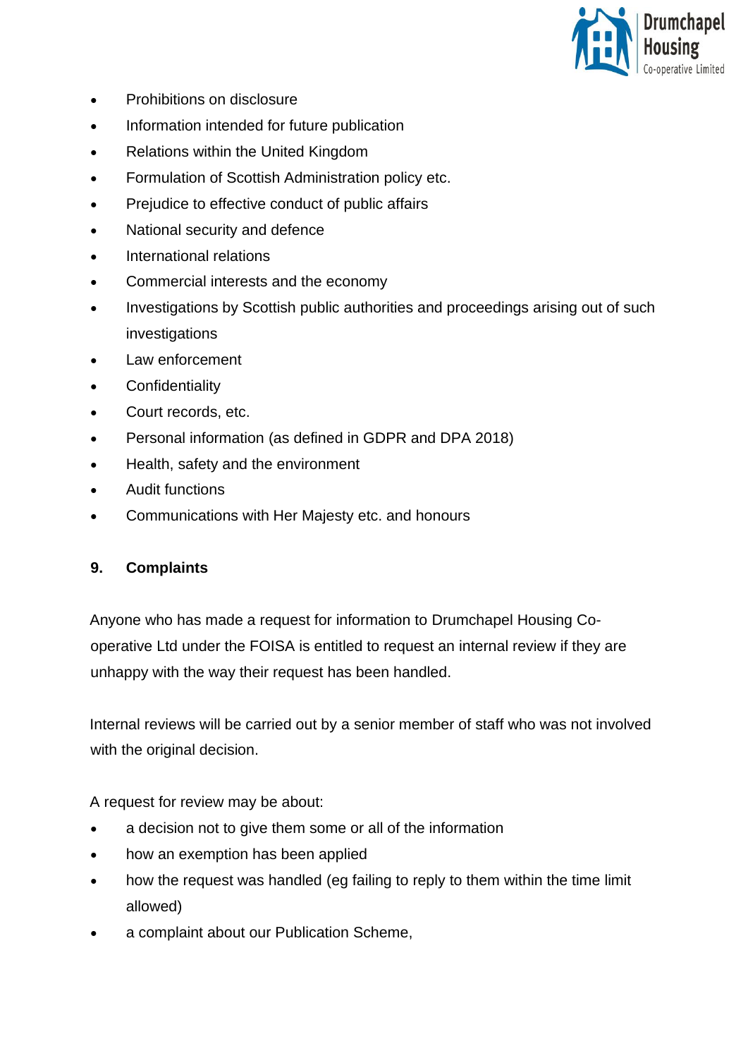- Prohibitions on disclosure
- Information intended for future publication
- Relations within the United Kingdom
- Formulation of Scottish Administration policy etc.
- Prejudice to effective conduct of public affairs
- National security and defence
- International relations
- Commercial interests and the economy
- Investigations by Scottish public authorities and proceedings arising out of such investigations
- Law enforcement
- Confidentiality
- Court records, etc.
- Personal information (as defined in GDPR and DPA 2018)
- Health, safety and the environment
- Audit functions
- Communications with Her Majesty etc. and honours

## 9. Complaints

Anyone who has made a request for information to Drumchapel Housing Co-operative Ltd under the FOISA is entitled to request an internal review if they are unhappy with the way their request has been handled.

Internal reviews will be carried out by a senior member of staff who was not involved with the original decision.

A request for review may be about:

- a decision not to give them some or all of the information
- how an exemption has been applied
- how the request was handled (eg failing to reply to them within the time limit allowed)
- a complaint about our Publication Scheme,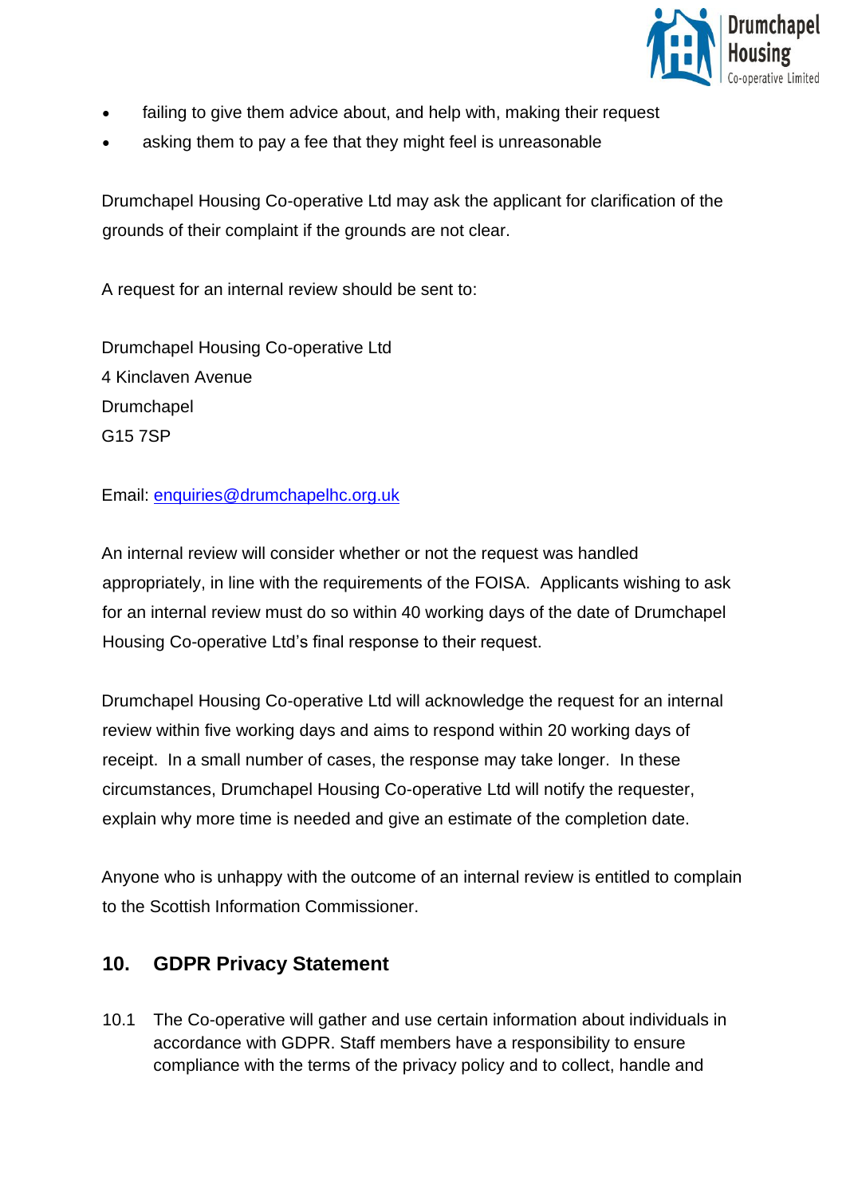- failing to give them advice about, and help with, making their request
- asking them to pay a fee that they might feel is unreasonable

Drumchapel Housing Co-operative Ltd may ask the applicant for clarification of the grounds of their complaint if the grounds are not clear.

A request for an internal review should be sent to:

Drumchapel Housing Co-operative Ltd
4 Kinclaven Avenue
Drumchapel
G15 7SP

Email: enquiries@drumchapelhc.org.uk

An internal review will consider whether or not the request was handled appropriately, in line with the requirements of the FOISA. Applicants wishing to ask for an internal review must do so within 40 working days of the date of Drumchapel Housing Co-operative Ltd's final response to their request.

Drumchapel Housing Co-operative Ltd will acknowledge the request for an internal review within five working days and aims to respond within 20 working days of receipt. In a small number of cases, the response may take longer. In these circumstances, Drumchapel Housing Co-operative Ltd will notify the requester, explain why more time is needed and give an estimate of the completion date.

Anyone who is unhappy with the outcome of an internal review is entitled to complain to the Scottish Information Commissioner.

## 10. GDPR Privacy Statement

10.1 The Co-operative will gather and use certain information about individuals in accordance with GDPR. Staff members have a responsibility to ensure compliance with the terms of the privacy policy and to collect, handle and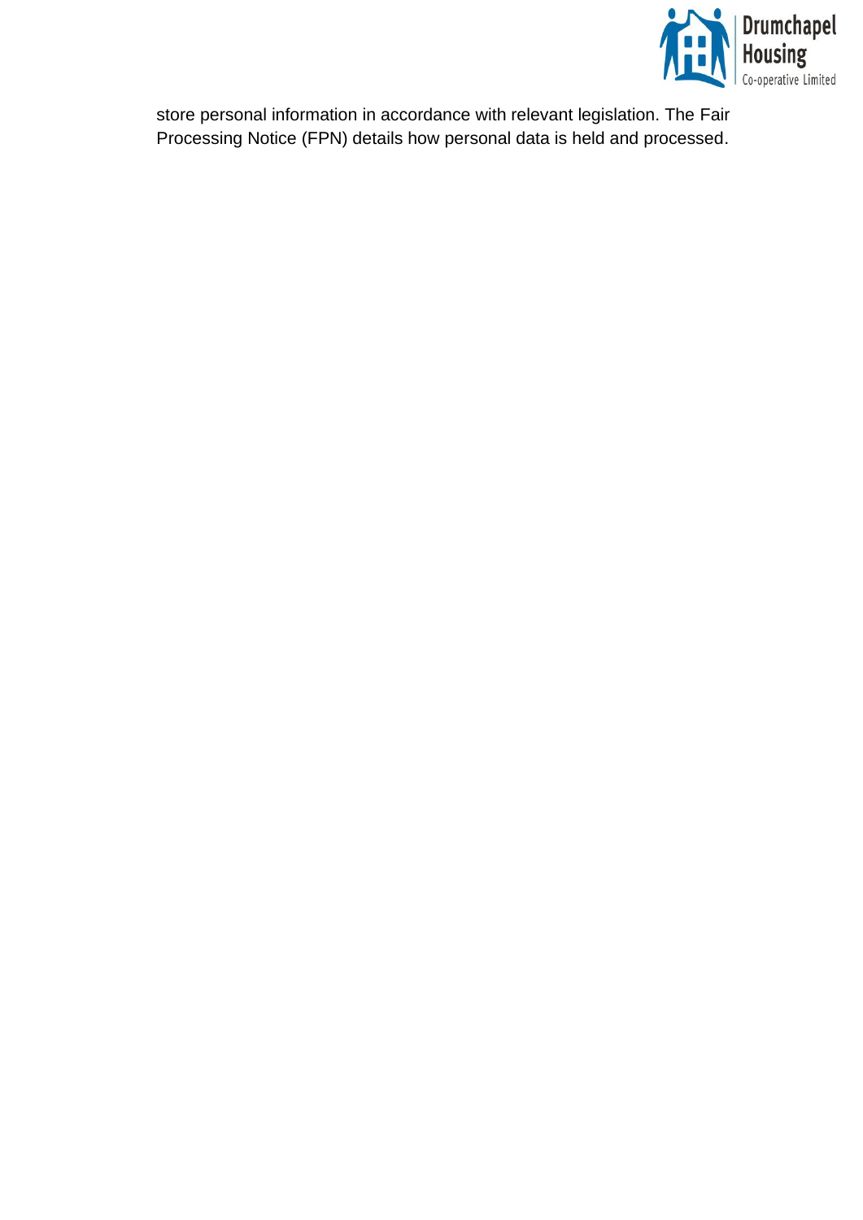store personal information in accordance with relevant legislation. The Fair Processing Notice (FPN) details how personal data is held and processed.